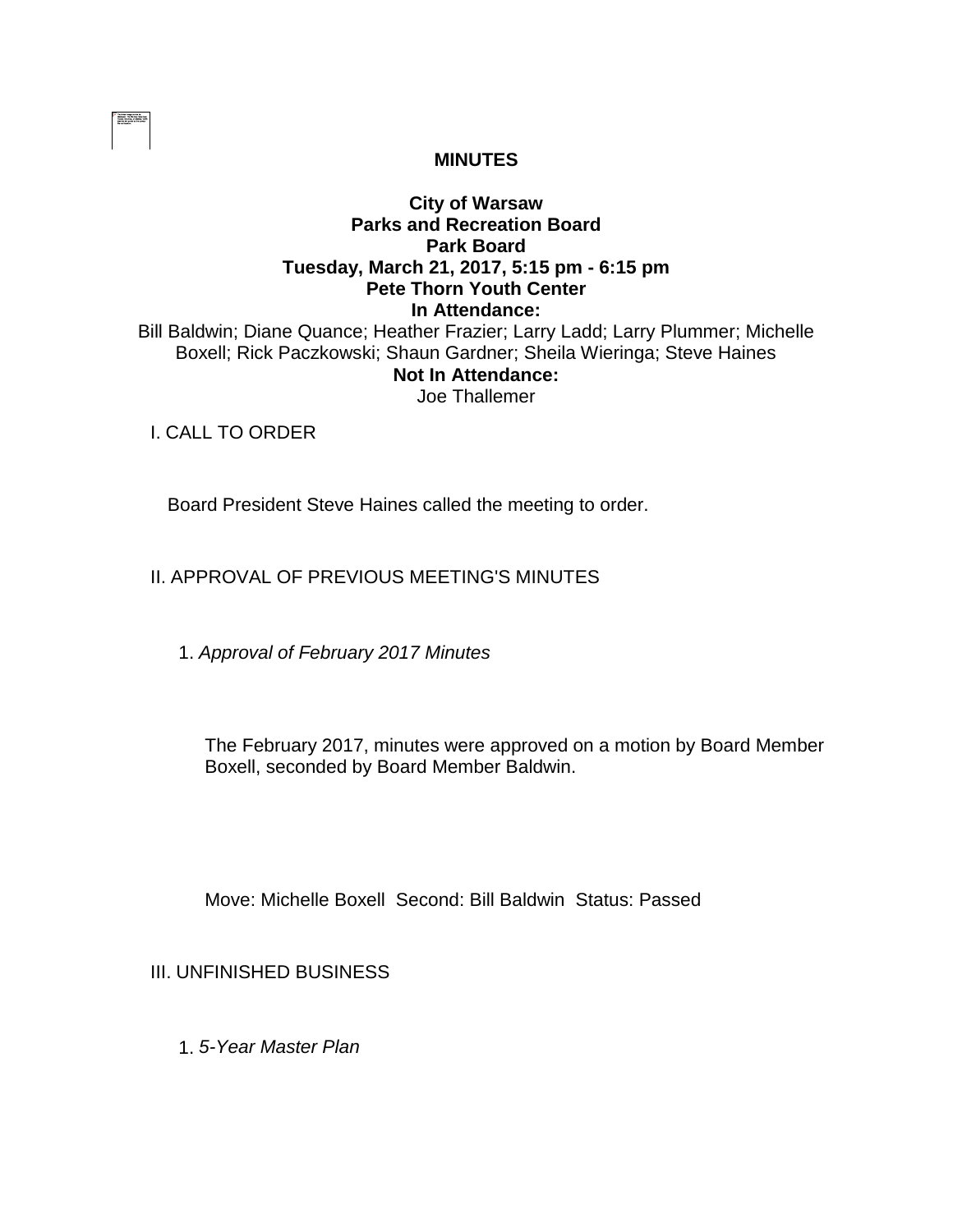**MINUTES**

**City of Warsaw**
**Parks and Recreation Board**
**Park Board**
**Tuesday, March 21, 2017, 5:15 pm - 6:15 pm**
**Pete Thorn Youth Center**
**In Attendance:**

Bill Baldwin; Diane Quance; Heather Frazier; Larry Ladd; Larry Plummer; Michelle Boxell; Rick Paczkowski; Shaun Gardner; Sheila Wieringa; Steve Haines

**Not In Attendance:**

Joe Thallemer

I. CALL TO ORDER

Board President Steve Haines called the meeting to order.

II. APPROVAL OF PREVIOUS MEETING'S MINUTES

1. *Approval of February 2017 Minutes*

The February 2017, minutes were approved on a motion by Board Member Boxell, seconded by Board Member Baldwin.

Move: Michelle Boxell Second: Bill Baldwin Status: Passed

III. UNFINISHED BUSINESS

1. *5-Year Master Plan*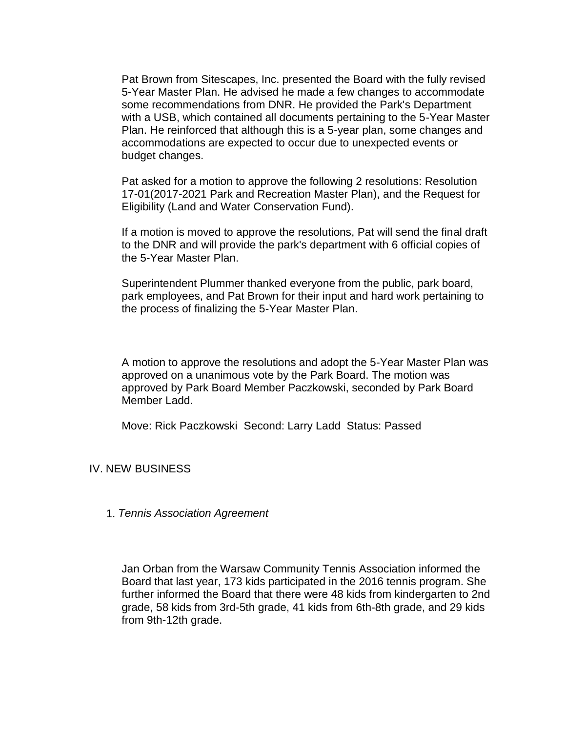Pat Brown from Sitescapes, Inc. presented the Board with the fully revised 5-Year Master Plan. He advised he made a few changes to accommodate some recommendations from DNR. He provided the Park's Department with a USB, which contained all documents pertaining to the 5-Year Master Plan. He reinforced that although this is a 5-year plan, some changes and accommodations are expected to occur due to unexpected events or budget changes.

Pat asked for a motion to approve the following 2 resolutions: Resolution 17-01(2017-2021 Park and Recreation Master Plan), and the Request for Eligibility (Land and Water Conservation Fund).

If a motion is moved to approve the resolutions, Pat will send the final draft to the DNR and will provide the park's department with 6 official copies of the 5-Year Master Plan.

Superintendent Plummer thanked everyone from the public, park board, park employees, and Pat Brown for their input and hard work pertaining to the process of finalizing the 5-Year Master Plan.

A motion to approve the resolutions and adopt the 5-Year Master Plan was approved on a unanimous vote by the Park Board. The motion was approved by Park Board Member Paczkowski, seconded by Park Board Member Ladd.

Move: Rick Paczkowski  Second: Larry Ladd  Status: Passed

## IV. NEW BUSINESS

1. *Tennis Association Agreement*

Jan Orban from the Warsaw Community Tennis Association informed the Board that last year, 173 kids participated in the 2016 tennis program. She further informed the Board that there were 48 kids from kindergarten to 2nd grade, 58 kids from 3rd-5th grade, 41 kids from 6th-8th grade, and 29 kids from 9th-12th grade.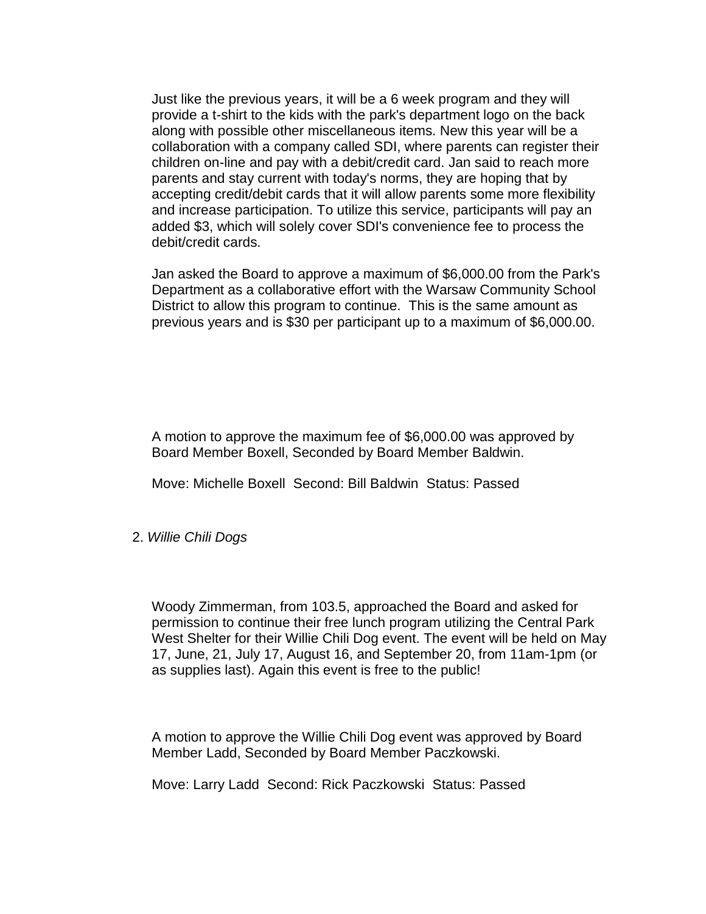Just like the previous years, it will be a 6 week program and they will provide a t-shirt to the kids with the park's department logo on the back along with possible other miscellaneous items. New this year will be a collaboration with a company called SDI, where parents can register their children on-line and pay with a debit/credit card. Jan said to reach more parents and stay current with today's norms, they are hoping that by accepting credit/debit cards that it will allow parents some more flexibility and increase participation. To utilize this service, participants will pay an added $3, which will solely cover SDI's convenience fee to process the debit/credit cards.

Jan asked the Board to approve a maximum of $6,000.00 from the Park's Department as a collaborative effort with the Warsaw Community School District to allow this program to continue. This is the same amount as previous years and is $30 per participant up to a maximum of $6,000.00.

A motion to approve the maximum fee of $6,000.00 was approved by Board Member Boxell, Seconded by Board Member Baldwin.

Move: Michelle Boxell Second: Bill Baldwin Status: Passed

2. *Willie Chili Dogs*

Woody Zimmerman, from 103.5, approached the Board and asked for permission to continue their free lunch program utilizing the Central Park West Shelter for their Willie Chili Dog event. The event will be held on May 17, June, 21, July 17, August 16, and September 20, from 11am-1pm (or as supplies last). Again this event is free to the public!

A motion to approve the Willie Chili Dog event was approved by Board Member Ladd, Seconded by Board Member Paczkowski.

Move: Larry Ladd Second: Rick Paczkowski Status: Passed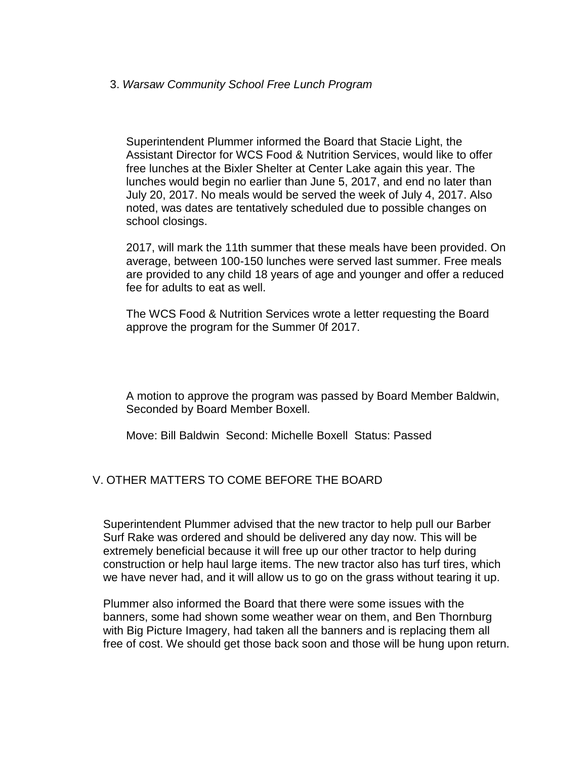3. *Warsaw Community School Free Lunch Program*

Superintendent Plummer informed the Board that Stacie Light, the Assistant Director for WCS Food & Nutrition Services, would like to offer free lunches at the Bixler Shelter at Center Lake again this year. The lunches would begin no earlier than June 5, 2017, and end no later than July 20, 2017. No meals would be served the week of July 4, 2017. Also noted, was dates are tentatively scheduled due to possible changes on school closings.

2017, will mark the 11th summer that these meals have been provided. On average, between 100-150 lunches were served last summer. Free meals are provided to any child 18 years of age and younger and offer a reduced fee for adults to eat as well.

The WCS Food & Nutrition Services wrote a letter requesting the Board approve the program for the Summer 0f 2017.

A motion to approve the program was passed by Board Member Baldwin, Seconded by Board Member Boxell.

Move: Bill Baldwin  Second: Michelle Boxell  Status: Passed

V. OTHER MATTERS TO COME BEFORE THE BOARD

Superintendent Plummer advised that the new tractor to help pull our Barber Surf Rake was ordered and should be delivered any day now. This will be extremely beneficial because it will free up our other tractor to help during construction or help haul large items. The new tractor also has turf tires, which we have never had, and it will allow us to go on the grass without tearing it up.

Plummer also informed the Board that there were some issues with the banners, some had shown some weather wear on them, and Ben Thornburg with Big Picture Imagery, had taken all the banners and is replacing them all free of cost. We should get those back soon and those will be hung upon return.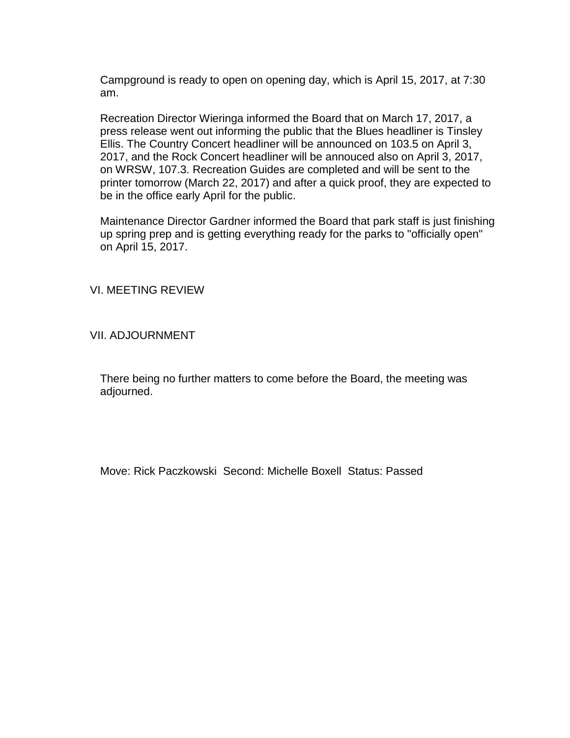Campground is ready to open on opening day, which is April 15, 2017, at 7:30 am.

Recreation Director Wieringa informed the Board that on March 17, 2017, a press release went out informing the public that the Blues headliner is Tinsley Ellis. The Country Concert headliner will be announced on 103.5 on April 3, 2017, and the Rock Concert headliner will be annouced also on April 3, 2017, on WRSW, 107.3. Recreation Guides are completed and will be sent to the printer tomorrow (March 22, 2017) and after a quick proof, they are expected to be in the office early April for the public.

Maintenance Director Gardner informed the Board that park staff is just finishing up spring prep and is getting everything ready for the parks to "officially open" on April 15, 2017.

## VI. MEETING REVIEW

## VII. ADJOURNMENT

There being no further matters to come before the Board, the meeting was adjourned.

Move: Rick Paczkowski Second: Michelle Boxell Status: Passed